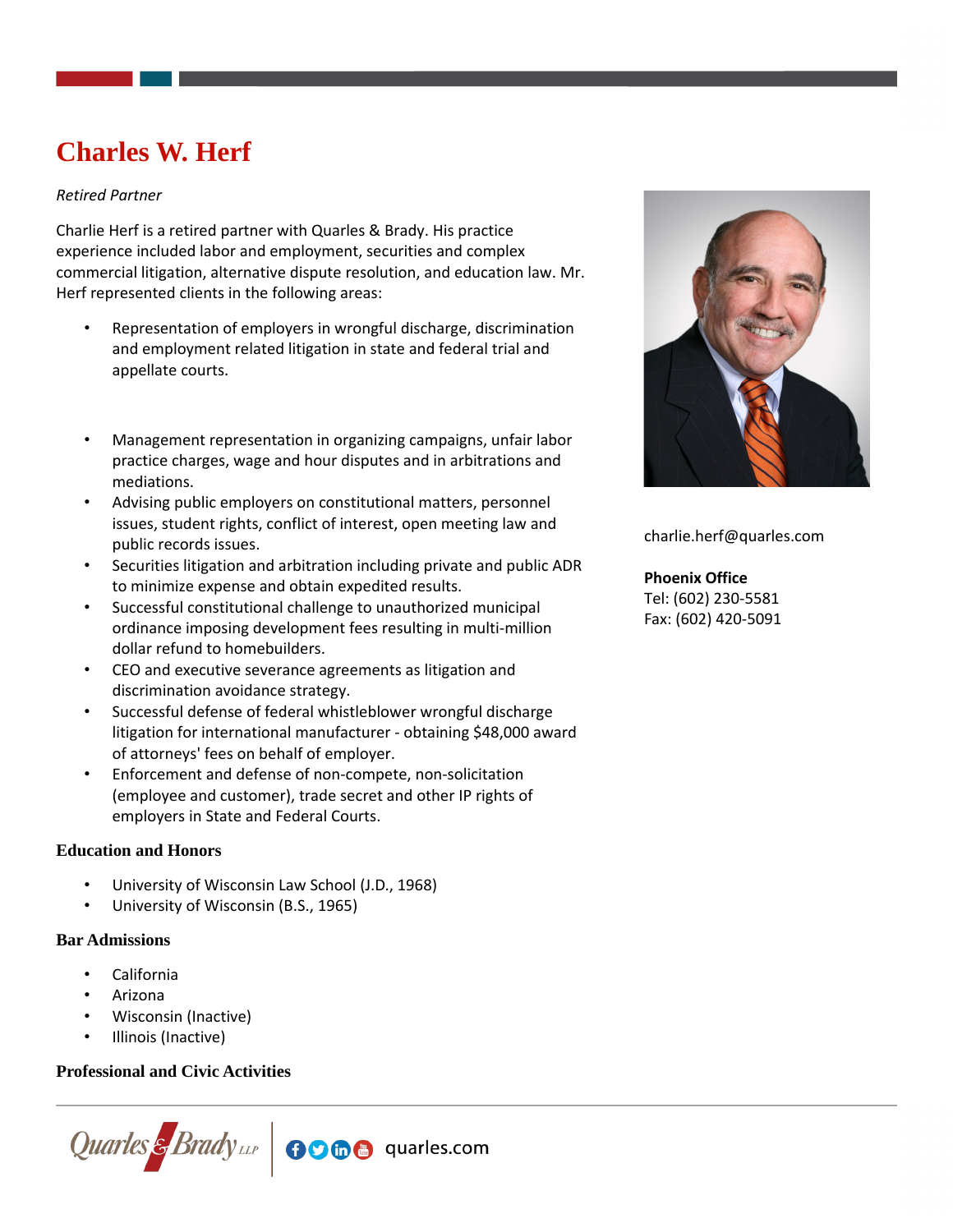# Charles W. Herf

*Retired Partner*

Charlie Herf is a retired partner with Quarles & Brady. His practice experience included labor and employment, securities and complex commercial litigation, alternative dispute resolution, and education law. Mr. Herf represented clients in the following areas:

- Representation of employers in wrongful discharge, discrimination and employment related litigation in state and federal trial and appellate courts.
- Management representation in organizing campaigns, unfair labor practice charges, wage and hour disputes and in arbitrations and mediations.
- Advising public employers on constitutional matters, personnel issues, student rights, conflict of interest, open meeting law and public records issues.
- Securities litigation and arbitration including private and public ADR to minimize expense and obtain expedited results.
- Successful constitutional challenge to unauthorized municipal ordinance imposing development fees resulting in multi-million dollar refund to homebuilders.
- CEO and executive severance agreements as litigation and discrimination avoidance strategy.
- Successful defense of federal whistleblower wrongful discharge litigation for international manufacturer - obtaining $48,000 award of attorneys' fees on behalf of employer.
- Enforcement and defense of non-compete, non-solicitation (employee and customer), trade secret and other IP rights of employers in State and Federal Courts.

charlie.herf@quarles.com

**Phoenix Office**
Tel: (602) 230-5581
Fax: (602) 420-5091

### Education and Honors

- University of Wisconsin Law School (J.D., 1968)
- University of Wisconsin (B.S., 1965)

### Bar Admissions

- California
- Arizona
- Wisconsin (Inactive)
- Illinois (Inactive)

### Professional and Civic Activities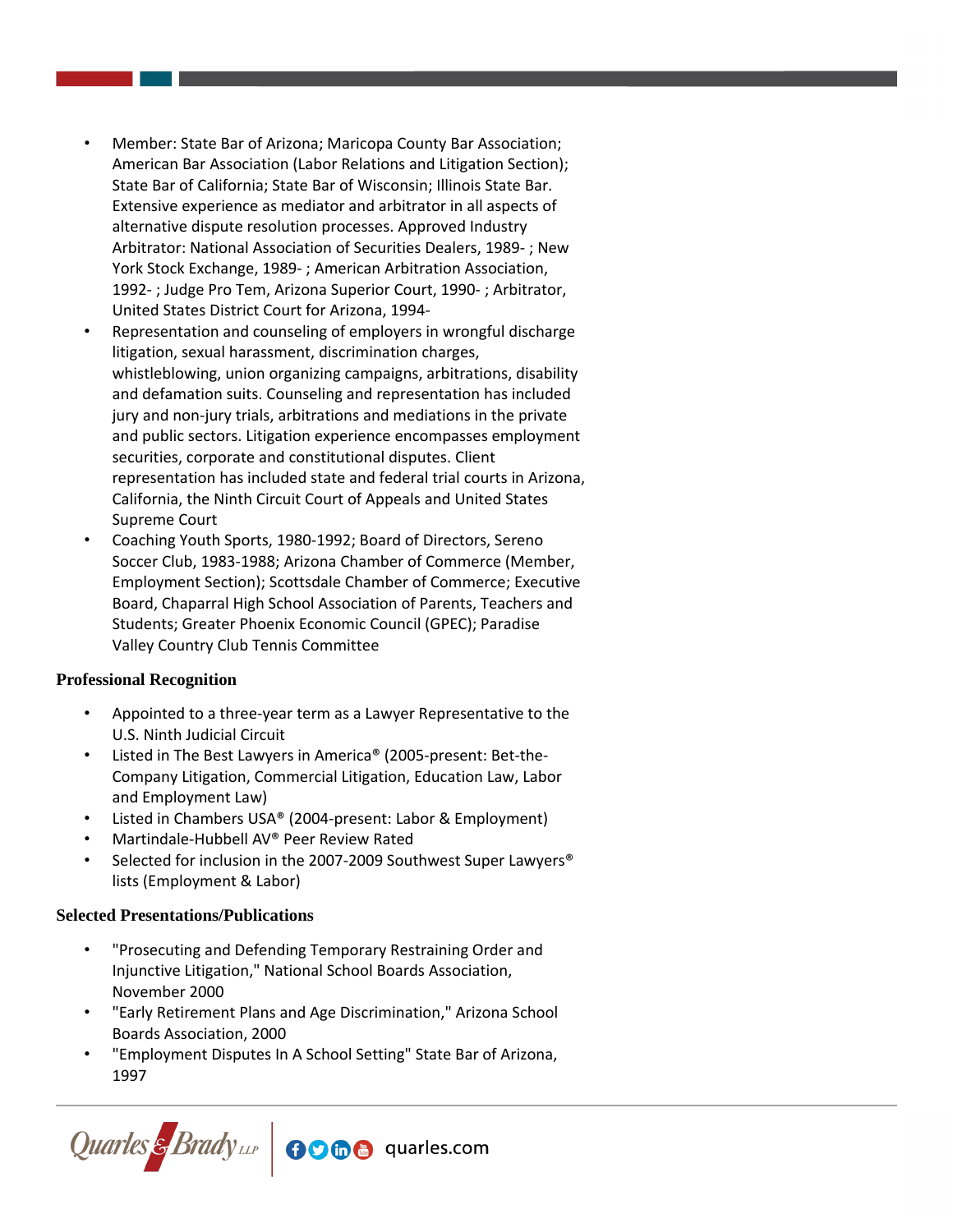- Member: State Bar of Arizona; Maricopa County Bar Association; American Bar Association (Labor Relations and Litigation Section); State Bar of California; State Bar of Wisconsin; Illinois State Bar. Extensive experience as mediator and arbitrator in all aspects of alternative dispute resolution processes. Approved Industry Arbitrator: National Association of Securities Dealers, 1989- ; New York Stock Exchange, 1989- ; American Arbitration Association, 1992- ; Judge Pro Tem, Arizona Superior Court, 1990- ; Arbitrator, United States District Court for Arizona, 1994-
- Representation and counseling of employers in wrongful discharge litigation, sexual harassment, discrimination charges, whistleblowing, union organizing campaigns, arbitrations, disability and defamation suits. Counseling and representation has included jury and non-jury trials, arbitrations and mediations in the private and public sectors. Litigation experience encompasses employment securities, corporate and constitutional disputes. Client representation has included state and federal trial courts in Arizona, California, the Ninth Circuit Court of Appeals and United States Supreme Court
- Coaching Youth Sports, 1980-1992; Board of Directors, Sereno Soccer Club, 1983-1988; Arizona Chamber of Commerce (Member, Employment Section); Scottsdale Chamber of Commerce; Executive Board, Chaparral High School Association of Parents, Teachers and Students; Greater Phoenix Economic Council (GPEC); Paradise Valley Country Club Tennis Committee

## Professional Recognition

- Appointed to a three-year term as a Lawyer Representative to the U.S. Ninth Judicial Circuit
- Listed in The Best Lawyers in America® (2005-present: Bet-the-Company Litigation, Commercial Litigation, Education Law, Labor and Employment Law)
- Listed in Chambers USA® (2004-present: Labor & Employment)
- Martindale-Hubbell AV® Peer Review Rated
- Selected for inclusion in the 2007-2009 Southwest Super Lawyers® lists (Employment & Labor)

## Selected Presentations/Publications

- "Prosecuting and Defending Temporary Restraining Order and Injunctive Litigation," National School Boards Association, November 2000
- "Early Retirement Plans and Age Discrimination," Arizona School Boards Association, 2000
- "Employment Disputes In A School Setting" State Bar of Arizona, 1997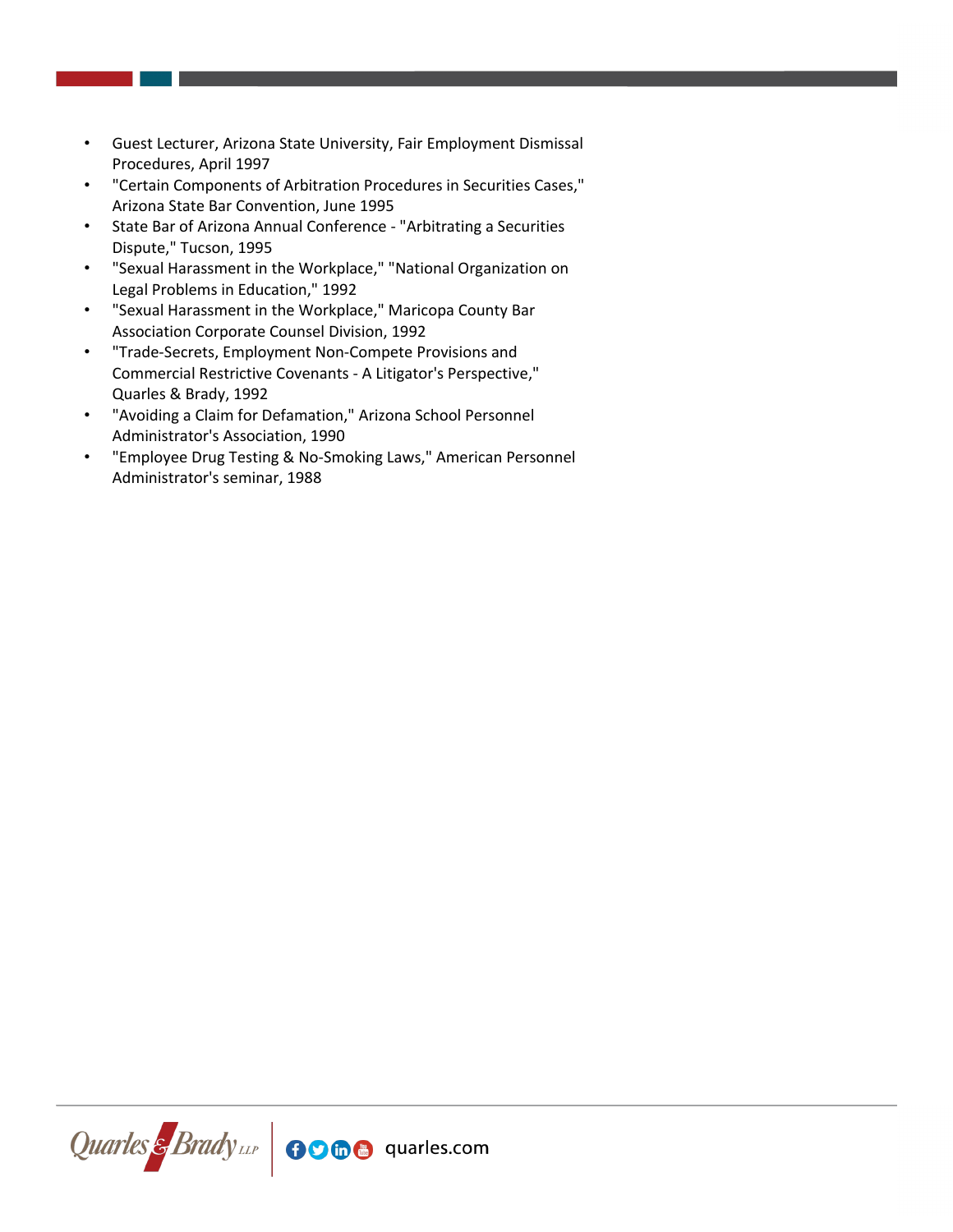- Guest Lecturer, Arizona State University, Fair Employment Dismissal Procedures, April 1997
- "Certain Components of Arbitration Procedures in Securities Cases," Arizona State Bar Convention, June 1995
- State Bar of Arizona Annual Conference - "Arbitrating a Securities Dispute," Tucson, 1995
- "Sexual Harassment in the Workplace," "National Organization on Legal Problems in Education," 1992
- "Sexual Harassment in the Workplace," Maricopa County Bar Association Corporate Counsel Division, 1992
- "Trade-Secrets, Employment Non-Compete Provisions and Commercial Restrictive Covenants - A Litigator's Perspective," Quarles & Brady, 1992
- "Avoiding a Claim for Defamation," Arizona School Personnel Administrator's Association, 1990
- "Employee Drug Testing & No-Smoking Laws," American Personnel Administrator's seminar, 1988